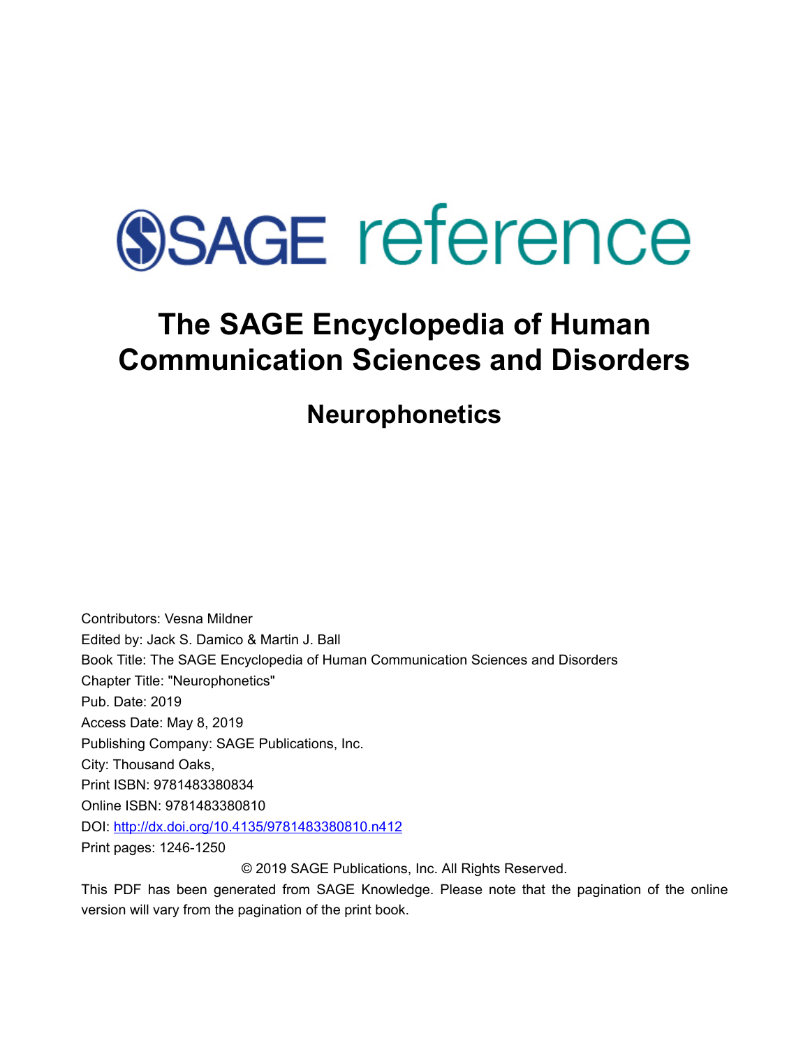SAGE reference

# The SAGE Encyclopedia of Human Communication Sciences and Disorders

## Neurophonetics

Contributors: Vesna Mildner
Edited by: Jack S. Damico & Martin J. Ball
Book Title: The SAGE Encyclopedia of Human Communication Sciences and Disorders
Chapter Title: "Neurophonetics"
Pub. Date: 2019
Access Date: May 8, 2019
Publishing Company: SAGE Publications, Inc.
City: Thousand Oaks,
Print ISBN: 9781483380834
Online ISBN: 9781483380810
DOI: http://dx.doi.org/10.4135/9781483380810.n412
Print pages: 1246-1250

© 2019 SAGE Publications, Inc. All Rights Reserved.

This PDF has been generated from SAGE Knowledge. Please note that the pagination of the online version will vary from the pagination of the print book.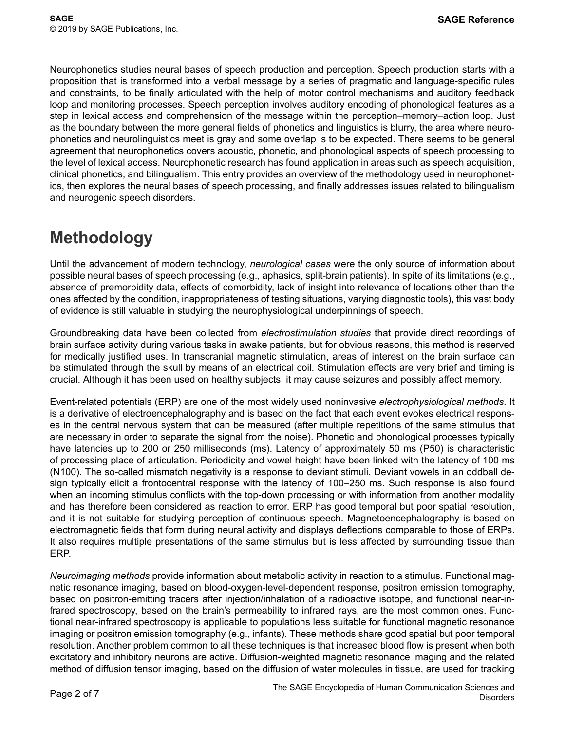Neurophonetics studies neural bases of speech production and perception. Speech production starts with a proposition that is transformed into a verbal message by a series of pragmatic and language-specific rules and constraints, to be finally articulated with the help of motor control mechanisms and auditory feedback loop and monitoring processes. Speech perception involves auditory encoding of phonological features as a step in lexical access and comprehension of the message within the perception–memory–action loop. Just as the boundary between the more general fields of phonetics and linguistics is blurry, the area where neurophonetics and neurolinguistics meet is gray and some overlap is to be expected. There seems to be general agreement that neurophonetics covers acoustic, phonetic, and phonological aspects of speech processing to the level of lexical access. Neurophonetic research has found application in areas such as speech acquisition, clinical phonetics, and bilingualism. This entry provides an overview of the methodology used in neurophonetics, then explores the neural bases of speech processing, and finally addresses issues related to bilingualism and neurogenic speech disorders.

# Methodology

Until the advancement of modern technology, *neurological cases* were the only source of information about possible neural bases of speech processing (e.g., aphasics, split-brain patients). In spite of its limitations (e.g., absence of premorbidity data, effects of comorbidity, lack of insight into relevance of locations other than the ones affected by the condition, inappropriateness of testing situations, varying diagnostic tools), this vast body of evidence is still valuable in studying the neurophysiological underpinnings of speech.

Groundbreaking data have been collected from *electrostimulation studies* that provide direct recordings of brain surface activity during various tasks in awake patients, but for obvious reasons, this method is reserved for medically justified uses. In transcranial magnetic stimulation, areas of interest on the brain surface can be stimulated through the skull by means of an electrical coil. Stimulation effects are very brief and timing is crucial. Although it has been used on healthy subjects, it may cause seizures and possibly affect memory.

Event-related potentials (ERP) are one of the most widely used noninvasive *electrophysiological methods*. It is a derivative of electroencephalography and is based on the fact that each event evokes electrical responses in the central nervous system that can be measured (after multiple repetitions of the same stimulus that are necessary in order to separate the signal from the noise). Phonetic and phonological processes typically have latencies up to 200 or 250 milliseconds (ms). Latency of approximately 50 ms (P50) is characteristic of processing place of articulation. Periodicity and vowel height have been linked with the latency of 100 ms (N100). The so-called mismatch negativity is a response to deviant stimuli. Deviant vowels in an oddball design typically elicit a frontocentral response with the latency of 100–250 ms. Such response is also found when an incoming stimulus conflicts with the top-down processing or with information from another modality and has therefore been considered as reaction to error. ERP has good temporal but poor spatial resolution, and it is not suitable for studying perception of continuous speech. Magnetoencephalography is based on electromagnetic fields that form during neural activity and displays deflections comparable to those of ERPs. It also requires multiple presentations of the same stimulus but is less affected by surrounding tissue than ERP.

*Neuroimaging methods* provide information about metabolic activity in reaction to a stimulus. Functional magnetic resonance imaging, based on blood-oxygen-level-dependent response, positron emission tomography, based on positron-emitting tracers after injection/inhalation of a radioactive isotope, and functional near-infrared spectroscopy, based on the brain's permeability to infrared rays, are the most common ones. Functional near-infrared spectroscopy is applicable to populations less suitable for functional magnetic resonance imaging or positron emission tomography (e.g., infants). These methods share good spatial but poor temporal resolution. Another problem common to all these techniques is that increased blood flow is present when both excitatory and inhibitory neurons are active. Diffusion-weighted magnetic resonance imaging and the related method of diffusion tensor imaging, based on the diffusion of water molecules in tissue, are used for tracking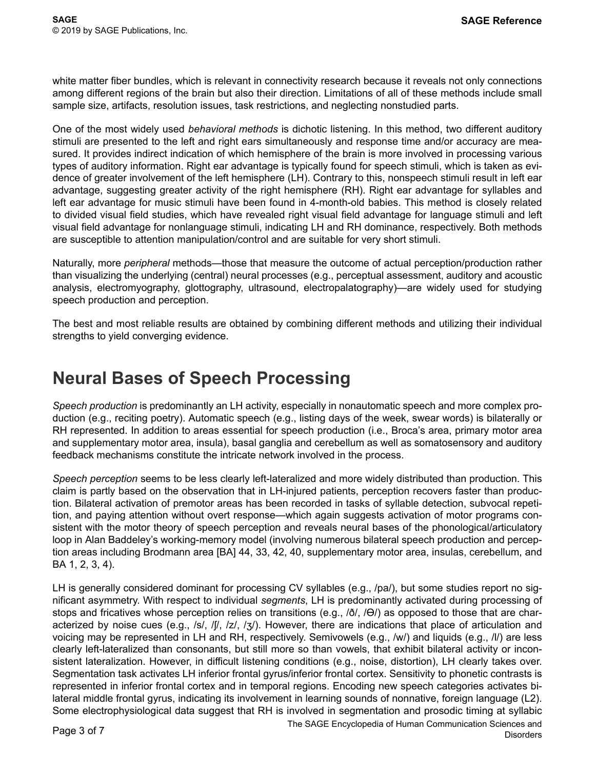white matter fiber bundles, which is relevant in connectivity research because it reveals not only connections among different regions of the brain but also their direction. Limitations of all of these methods include small sample size, artifacts, resolution issues, task restrictions, and neglecting nonstudied parts.

One of the most widely used *behavioral methods* is dichotic listening. In this method, two different auditory stimuli are presented to the left and right ears simultaneously and response time and/or accuracy are measured. It provides indirect indication of which hemisphere of the brain is more involved in processing various types of auditory information. Right ear advantage is typically found for speech stimuli, which is taken as evidence of greater involvement of the left hemisphere (LH). Contrary to this, nonspeech stimuli result in left ear advantage, suggesting greater activity of the right hemisphere (RH). Right ear advantage for syllables and left ear advantage for music stimuli have been found in 4-month-old babies. This method is closely related to divided visual field studies, which have revealed right visual field advantage for language stimuli and left visual field advantage for nonlanguage stimuli, indicating LH and RH dominance, respectively. Both methods are susceptible to attention manipulation/control and are suitable for very short stimuli.

Naturally, more *peripheral* methods—those that measure the outcome of actual perception/production rather than visualizing the underlying (central) neural processes (e.g., perceptual assessment, auditory and acoustic analysis, electromyography, glottography, ultrasound, electropalatography)—are widely used for studying speech production and perception.

The best and most reliable results are obtained by combining different methods and utilizing their individual strengths to yield converging evidence.

# Neural Bases of Speech Processing

*Speech production* is predominantly an LH activity, especially in nonautomatic speech and more complex production (e.g., reciting poetry). Automatic speech (e.g., listing days of the week, swear words) is bilaterally or RH represented. In addition to areas essential for speech production (i.e., Broca's area, primary motor area and supplementary motor area, insula), basal ganglia and cerebellum as well as somatosensory and auditory feedback mechanisms constitute the intricate network involved in the process.

*Speech perception* seems to be less clearly left-lateralized and more widely distributed than production. This claim is partly based on the observation that in LH-injured patients, perception recovers faster than production. Bilateral activation of premotor areas has been recorded in tasks of syllable detection, subvocal repetition, and paying attention without overt response—which again suggests activation of motor programs consistent with the motor theory of speech perception and reveals neural bases of the phonological/articulatory loop in Alan Baddeley's working-memory model (involving numerous bilateral speech production and perception areas including Brodmann area [BA] 44, 33, 42, 40, supplementary motor area, insulas, cerebellum, and BA 1, 2, 3, 4).

LH is generally considered dominant for processing CV syllables (e.g., /pa/), but some studies report no significant asymmetry. With respect to individual *segments*, LH is predominantly activated during processing of stops and fricatives whose perception relies on transitions (e.g., /ð/, /Ɵ/) as opposed to those that are characterized by noise cues (e.g., /s/, /ʃ/, /z/, /ʒ/). However, there are indications that place of articulation and voicing may be represented in LH and RH, respectively. Semivowels (e.g., /w/) and liquids (e.g., /l/) are less clearly left-lateralized than consonants, but still more so than vowels, that exhibit bilateral activity or inconsistent lateralization. However, in difficult listening conditions (e.g., noise, distortion), LH clearly takes over. Segmentation task activates LH inferior frontal gyrus/inferior frontal cortex. Sensitivity to phonetic contrasts is represented in inferior frontal cortex and in temporal regions. Encoding new speech categories activates bilateral middle frontal gyrus, indicating its involvement in learning sounds of nonnative, foreign language (L2). Some electrophysiological data suggest that RH is involved in segmentation and prosodic timing at syllabic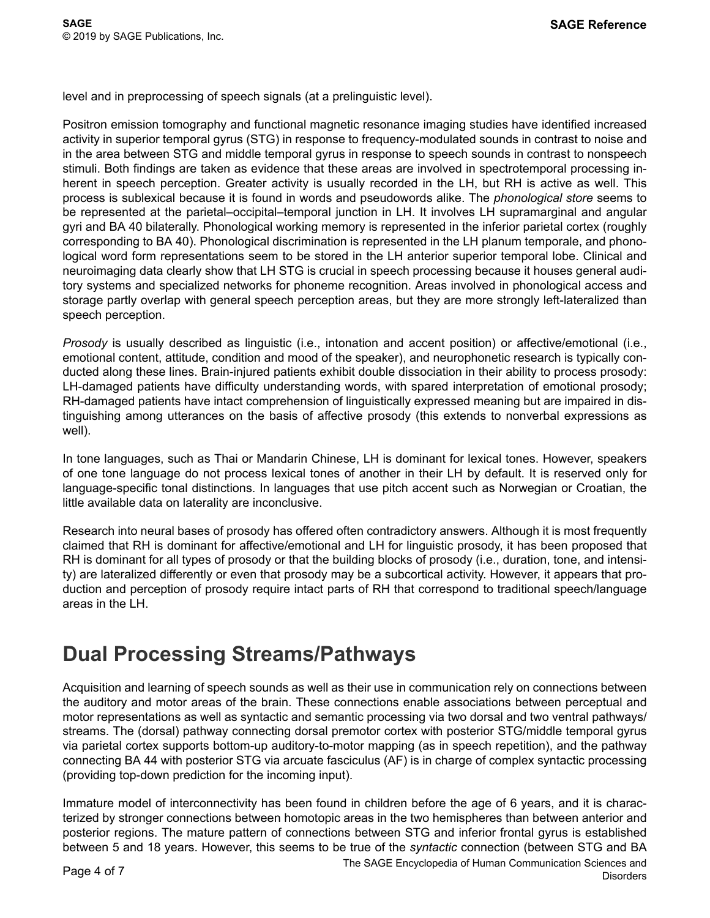level and in preprocessing of speech signals (at a prelinguistic level).

Positron emission tomography and functional magnetic resonance imaging studies have identified increased activity in superior temporal gyrus (STG) in response to frequency-modulated sounds in contrast to noise and in the area between STG and middle temporal gyrus in response to speech sounds in contrast to nonspeech stimuli. Both findings are taken as evidence that these areas are involved in spectrotemporal processing inherent in speech perception. Greater activity is usually recorded in the LH, but RH is active as well. This process is sublexical because it is found in words and pseudowords alike. The *phonological store* seems to be represented at the parietal–occipital–temporal junction in LH. It involves LH supramarginal and angular gyri and BA 40 bilaterally. Phonological working memory is represented in the inferior parietal cortex (roughly corresponding to BA 40). Phonological discrimination is represented in the LH planum temporale, and phonological word form representations seem to be stored in the LH anterior superior temporal lobe. Clinical and neuroimaging data clearly show that LH STG is crucial in speech processing because it houses general auditory systems and specialized networks for phoneme recognition. Areas involved in phonological access and storage partly overlap with general speech perception areas, but they are more strongly left-lateralized than speech perception.

*Prosody* is usually described as linguistic (i.e., intonation and accent position) or affective/emotional (i.e., emotional content, attitude, condition and mood of the speaker), and neurophonetic research is typically conducted along these lines. Brain-injured patients exhibit double dissociation in their ability to process prosody: LH-damaged patients have difficulty understanding words, with spared interpretation of emotional prosody; RH-damaged patients have intact comprehension of linguistically expressed meaning but are impaired in distinguishing among utterances on the basis of affective prosody (this extends to nonverbal expressions as well).

In tone languages, such as Thai or Mandarin Chinese, LH is dominant for lexical tones. However, speakers of one tone language do not process lexical tones of another in their LH by default. It is reserved only for language-specific tonal distinctions. In languages that use pitch accent such as Norwegian or Croatian, the little available data on laterality are inconclusive.

Research into neural bases of prosody has offered often contradictory answers. Although it is most frequently claimed that RH is dominant for affective/emotional and LH for linguistic prosody, it has been proposed that RH is dominant for all types of prosody or that the building blocks of prosody (i.e., duration, tone, and intensity) are lateralized differently or even that prosody may be a subcortical activity. However, it appears that production and perception of prosody require intact parts of RH that correspond to traditional speech/language areas in the LH.

## Dual Processing Streams/Pathways

Acquisition and learning of speech sounds as well as their use in communication rely on connections between the auditory and motor areas of the brain. These connections enable associations between perceptual and motor representations as well as syntactic and semantic processing via two dorsal and two ventral pathways/streams. The (dorsal) pathway connecting dorsal premotor cortex with posterior STG/middle temporal gyrus via parietal cortex supports bottom-up auditory-to-motor mapping (as in speech repetition), and the pathway connecting BA 44 with posterior STG via arcuate fasciculus (AF) is in charge of complex syntactic processing (providing top-down prediction for the incoming input).

Immature model of interconnectivity has been found in children before the age of 6 years, and it is characterized by stronger connections between homotopic areas in the two hemispheres than between anterior and posterior regions. The mature pattern of connections between STG and inferior frontal gyrus is established between 5 and 18 years. However, this seems to be true of the *syntactic* connection (between STG and BA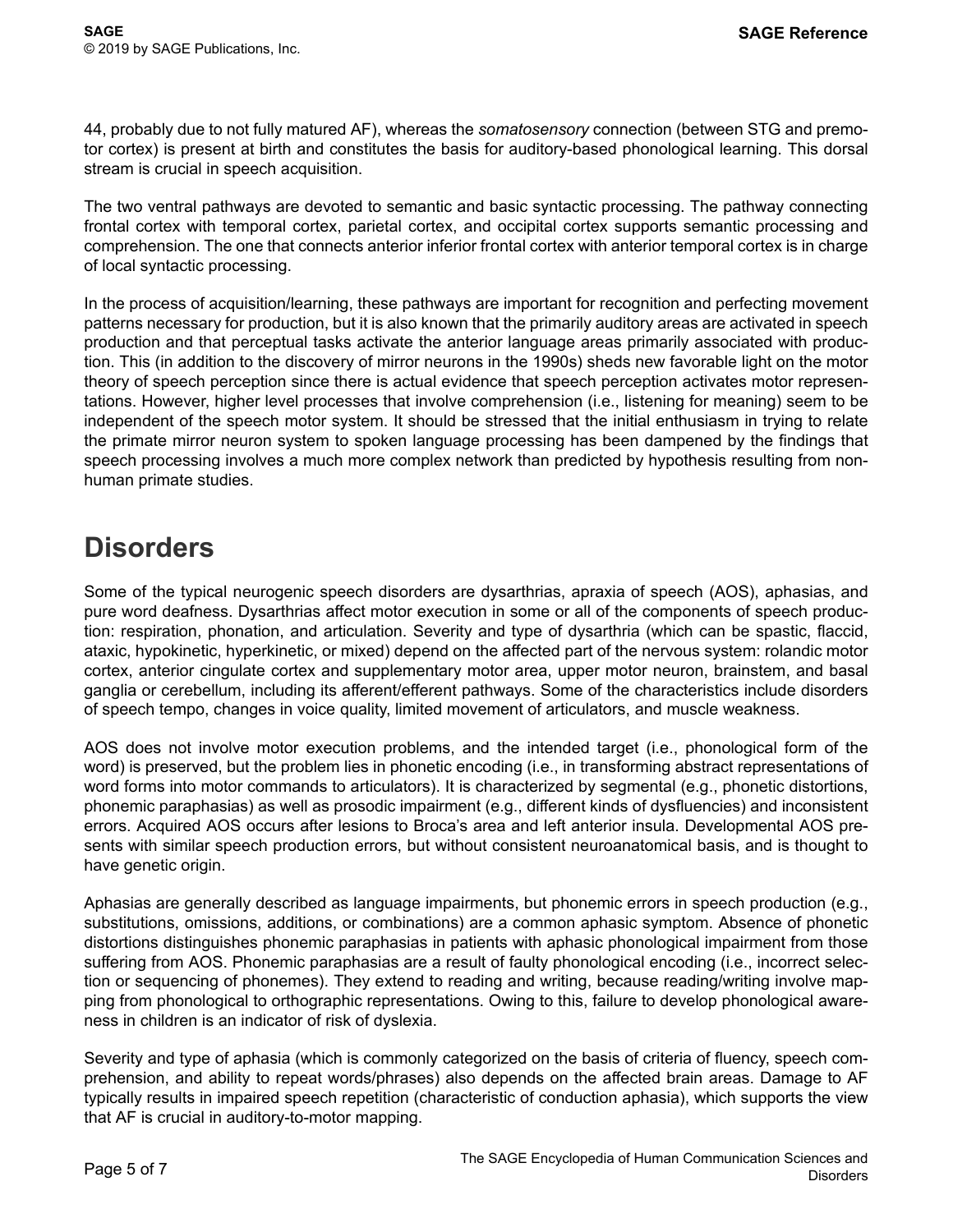44, probably due to not fully matured AF), whereas the *somatosensory* connection (between STG and premotor cortex) is present at birth and constitutes the basis for auditory-based phonological learning. This dorsal stream is crucial in speech acquisition.

The two ventral pathways are devoted to semantic and basic syntactic processing. The pathway connecting frontal cortex with temporal cortex, parietal cortex, and occipital cortex supports semantic processing and comprehension. The one that connects anterior inferior frontal cortex with anterior temporal cortex is in charge of local syntactic processing.

In the process of acquisition/learning, these pathways are important for recognition and perfecting movement patterns necessary for production, but it is also known that the primarily auditory areas are activated in speech production and that perceptual tasks activate the anterior language areas primarily associated with production. This (in addition to the discovery of mirror neurons in the 1990s) sheds new favorable light on the motor theory of speech perception since there is actual evidence that speech perception activates motor representations. However, higher level processes that involve comprehension (i.e., listening for meaning) seem to be independent of the speech motor system. It should be stressed that the initial enthusiasm in trying to relate the primate mirror neuron system to spoken language processing has been dampened by the findings that speech processing involves a much more complex network than predicted by hypothesis resulting from nonhuman primate studies.

# Disorders

Some of the typical neurogenic speech disorders are dysarthrias, apraxia of speech (AOS), aphasias, and pure word deafness. Dysarthrias affect motor execution in some or all of the components of speech production: respiration, phonation, and articulation. Severity and type of dysarthria (which can be spastic, flaccid, ataxic, hypokinetic, hyperkinetic, or mixed) depend on the affected part of the nervous system: rolandic motor cortex, anterior cingulate cortex and supplementary motor area, upper motor neuron, brainstem, and basal ganglia or cerebellum, including its afferent/efferent pathways. Some of the characteristics include disorders of speech tempo, changes in voice quality, limited movement of articulators, and muscle weakness.

AOS does not involve motor execution problems, and the intended target (i.e., phonological form of the word) is preserved, but the problem lies in phonetic encoding (i.e., in transforming abstract representations of word forms into motor commands to articulators). It is characterized by segmental (e.g., phonetic distortions, phonemic paraphasias) as well as prosodic impairment (e.g., different kinds of dysfluencies) and inconsistent errors. Acquired AOS occurs after lesions to Broca's area and left anterior insula. Developmental AOS presents with similar speech production errors, but without consistent neuroanatomical basis, and is thought to have genetic origin.

Aphasias are generally described as language impairments, but phonemic errors in speech production (e.g., substitutions, omissions, additions, or combinations) are a common aphasic symptom. Absence of phonetic distortions distinguishes phonemic paraphasias in patients with aphasic phonological impairment from those suffering from AOS. Phonemic paraphasias are a result of faulty phonological encoding (i.e., incorrect selection or sequencing of phonemes). They extend to reading and writing, because reading/writing involve mapping from phonological to orthographic representations. Owing to this, failure to develop phonological awareness in children is an indicator of risk of dyslexia.

Severity and type of aphasia (which is commonly categorized on the basis of criteria of fluency, speech comprehension, and ability to repeat words/phrases) also depends on the affected brain areas. Damage to AF typically results in impaired speech repetition (characteristic of conduction aphasia), which supports the view that AF is crucial in auditory-to-motor mapping.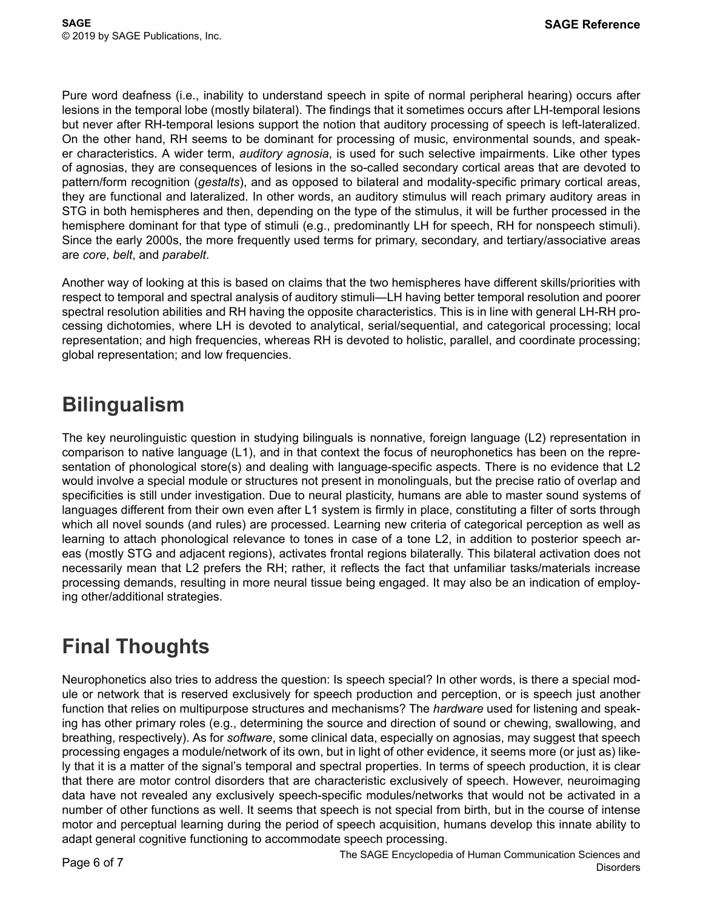Pure word deafness (i.e., inability to understand speech in spite of normal peripheral hearing) occurs after lesions in the temporal lobe (mostly bilateral). The findings that it sometimes occurs after LH-temporal lesions but never after RH-temporal lesions support the notion that auditory processing of speech is left-lateralized. On the other hand, RH seems to be dominant for processing of music, environmental sounds, and speaker characteristics. A wider term, *auditory agnosia*, is used for such selective impairments. Like other types of agnosias, they are consequences of lesions in the so-called secondary cortical areas that are devoted to pattern/form recognition (*gestalts*), and as opposed to bilateral and modality-specific primary cortical areas, they are functional and lateralized. In other words, an auditory stimulus will reach primary auditory areas in STG in both hemispheres and then, depending on the type of the stimulus, it will be further processed in the hemisphere dominant for that type of stimuli (e.g., predominantly LH for speech, RH for nonspeech stimuli). Since the early 2000s, the more frequently used terms for primary, secondary, and tertiary/associative areas are *core*, *belt*, and *parabelt*.

Another way of looking at this is based on claims that the two hemispheres have different skills/priorities with respect to temporal and spectral analysis of auditory stimuli—LH having better temporal resolution and poorer spectral resolution abilities and RH having the opposite characteristics. This is in line with general LH-RH processing dichotomies, where LH is devoted to analytical, serial/sequential, and categorical processing; local representation; and high frequencies, whereas RH is devoted to holistic, parallel, and coordinate processing; global representation; and low frequencies.

# Bilingualism

The key neurolinguistic question in studying bilinguals is nonnative, foreign language (L2) representation in comparison to native language (L1), and in that context the focus of neurophonetics has been on the representation of phonological store(s) and dealing with language-specific aspects. There is no evidence that L2 would involve a special module or structures not present in monolinguals, but the precise ratio of overlap and specificities is still under investigation. Due to neural plasticity, humans are able to master sound systems of languages different from their own even after L1 system is firmly in place, constituting a filter of sorts through which all novel sounds (and rules) are processed. Learning new criteria of categorical perception as well as learning to attach phonological relevance to tones in case of a tone L2, in addition to posterior speech areas (mostly STG and adjacent regions), activates frontal regions bilaterally. This bilateral activation does not necessarily mean that L2 prefers the RH; rather, it reflects the fact that unfamiliar tasks/materials increase processing demands, resulting in more neural tissue being engaged. It may also be an indication of employing other/additional strategies.

# Final Thoughts

Neurophonetics also tries to address the question: Is speech special? In other words, is there a special module or network that is reserved exclusively for speech production and perception, or is speech just another function that relies on multipurpose structures and mechanisms? The *hardware* used for listening and speaking has other primary roles (e.g., determining the source and direction of sound or chewing, swallowing, and breathing, respectively). As for *software*, some clinical data, especially on agnosias, may suggest that speech processing engages a module/network of its own, but in light of other evidence, it seems more (or just as) likely that it is a matter of the signal's temporal and spectral properties. In terms of speech production, it is clear that there are motor control disorders that are characteristic exclusively of speech. However, neuroimaging data have not revealed any exclusively speech-specific modules/networks that would not be activated in a number of other functions as well. It seems that speech is not special from birth, but in the course of intense motor and perceptual learning during the period of speech acquisition, humans develop this innate ability to adapt general cognitive functioning to accommodate speech processing.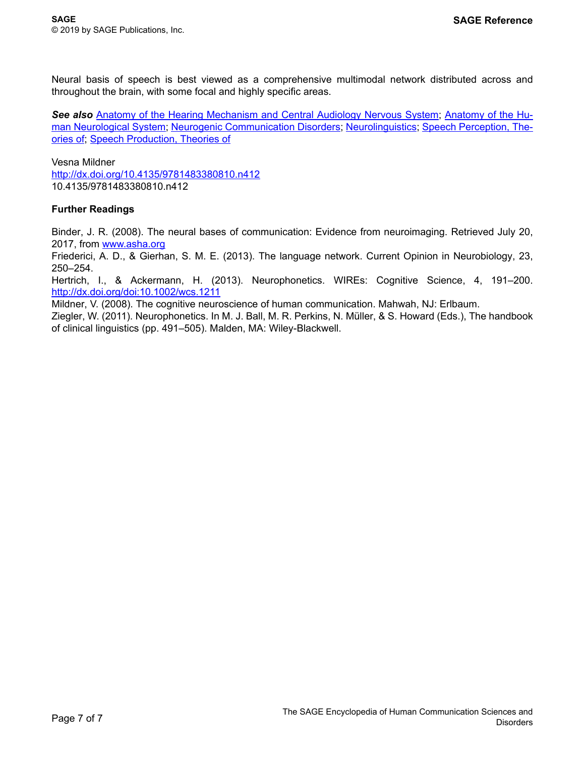Neural basis of speech is best viewed as a comprehensive multimodal network distributed across and throughout the brain, with some focal and highly specific areas.

***See also*** Anatomy of the Hearing Mechanism and Central Audiology Nervous System; Anatomy of the Human Neurological System; Neurogenic Communication Disorders; Neurolinguistics; Speech Perception, Theories of; Speech Production, Theories of

Vesna Mildner
http://dx.doi.org/10.4135/9781483380810.n412
10.4135/9781483380810.n412

**Further Readings**

Binder, J. R. (2008). The neural bases of communication: Evidence from neuroimaging. Retrieved July 20, 2017, from www.asha.org

Friederici, A. D., & Gierhan, S. M. E. (2013). The language network. Current Opinion in Neurobiology, 23, 250–254.

Hertrich, I., & Ackermann, H. (2013). Neurophonetics. WIREs: Cognitive Science, 4, 191–200. http://dx.doi.org/doi:10.1002/wcs.1211

Mildner, V. (2008). The cognitive neuroscience of human communication. Mahwah, NJ: Erlbaum.

Ziegler, W. (2011). Neurophonetics. In M. J. Ball, M. R. Perkins, N. Müller, & S. Howard (Eds.), The handbook of clinical linguistics (pp. 491–505). Malden, MA: Wiley-Blackwell.